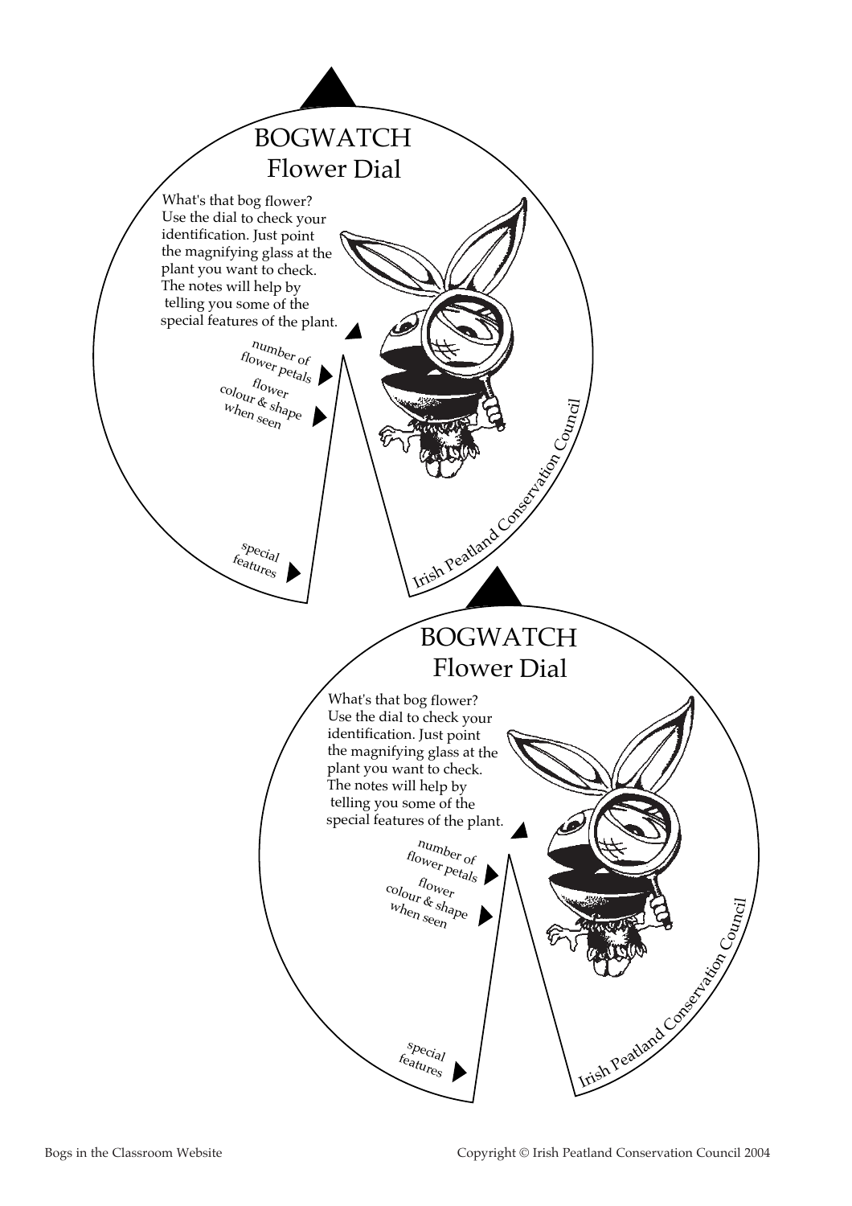# BOGWATCH Flower Dial

What's that bog flower? Use the dial to check your identification. Just point the magnifying glass at the plant you want to check. The notes will help by telling you some of the special features of the plant.

number of flower petals

flower colour & shape when seen

special features

Irish Peatland Conservation Council

# BOGWATCH Flower Dial

What's that bog flower? Use the dial to check your identification. Just point the magnifying glass at the plant you want to check. The notes will help by telling you some of the special features of the plant.

number of flower petals

flower colour & shape when seen

special features

Irish Peatland Conservation Council

Bogs in the Classroom Website

Copyright © Irish Peatland Conservation Council 2004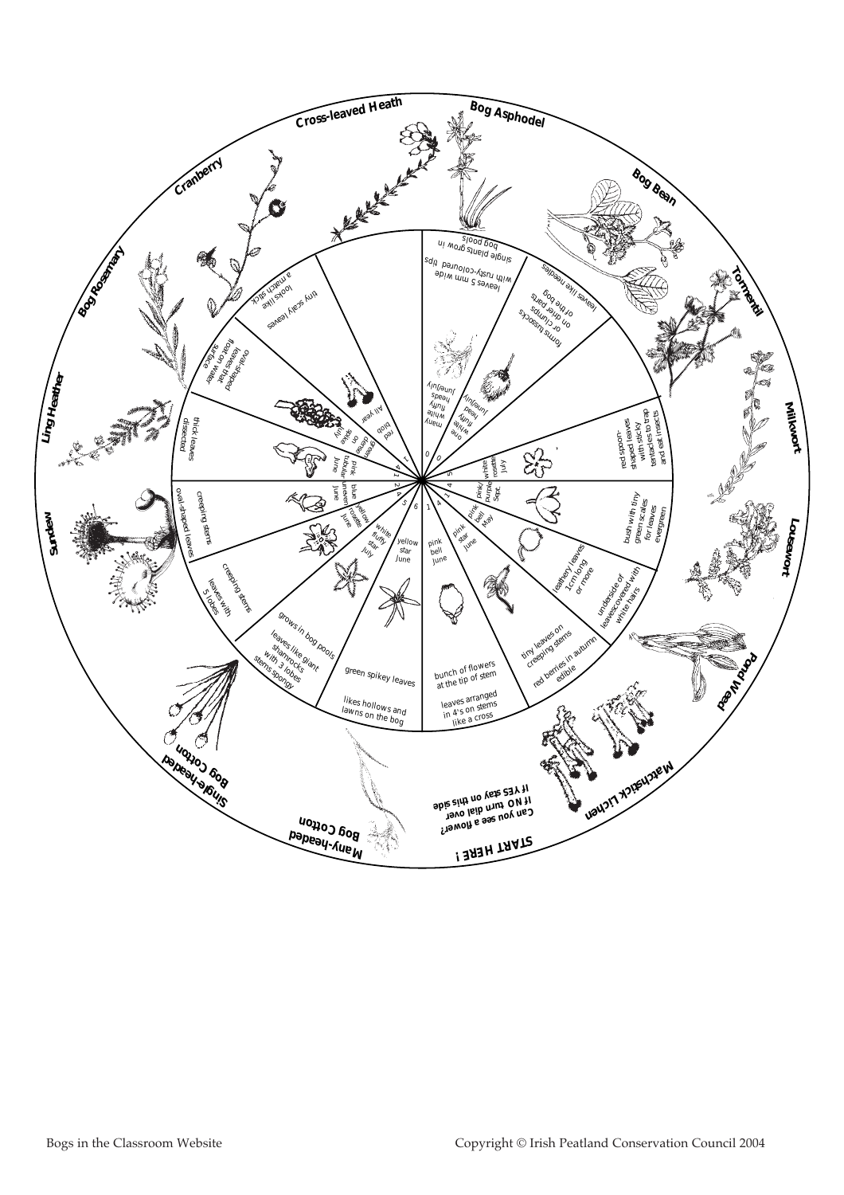**START HERE !**

Can you see a flower?
If YES stay on this side
If NO turn dial over

**Cross-leaved Heath**

**Bog Asphodel**

**Bog Bean**

**Tormentil**

**Milkwort**

**Lousewort**

**Pond Weed**

**Matchstick Lichen**

**Many-headed Bog Cotton**

**Single-headed Bog Cotton**

**Sundew**

**Ling Heather**

**Bog Rosemary**

**Cranberry**

single plants grow in bog pools

leaves 5 mm wide with rusty-coloured tips

leaves like needles

forms tussocks or clumps on drier parts of the bog

red spoon-shaped leaves with sticky tentacles to trap and eat insects

bush with tiny green scales for leaves evergreen

leathery leaves 1cm long or more

underside of leaves covered with white hairs

tiny leaves on creeping stems

red berries in autumn edible

bunch of flowers at the tip of stem

leaves arranged in 4's on stems like a cross

green spikey leaves

likes hollows and lawns on the bog

grows in bog pools

leaves like giant shamrocks with 3 lobes stems spongy

creeping stems

leaves with 5 lobes

creeping stems

oval-shaped leaves

thick leaves dissected

oval-shaped leaves that float on water surface

tiny scaly leaves

looks like a match stick

many white fluffy heads June/July

one white fluffy head June/July

white rosettes July

pink/purple Sept.

pink bell May

pink star June

pink bell June

yellow star June

white fluffy star July

yellow rosettes June

blue unequal June

pink unequal June

green dense spike July

red blob All year

0 0 5 4 1 4 1 6 5 4 2 1 4 1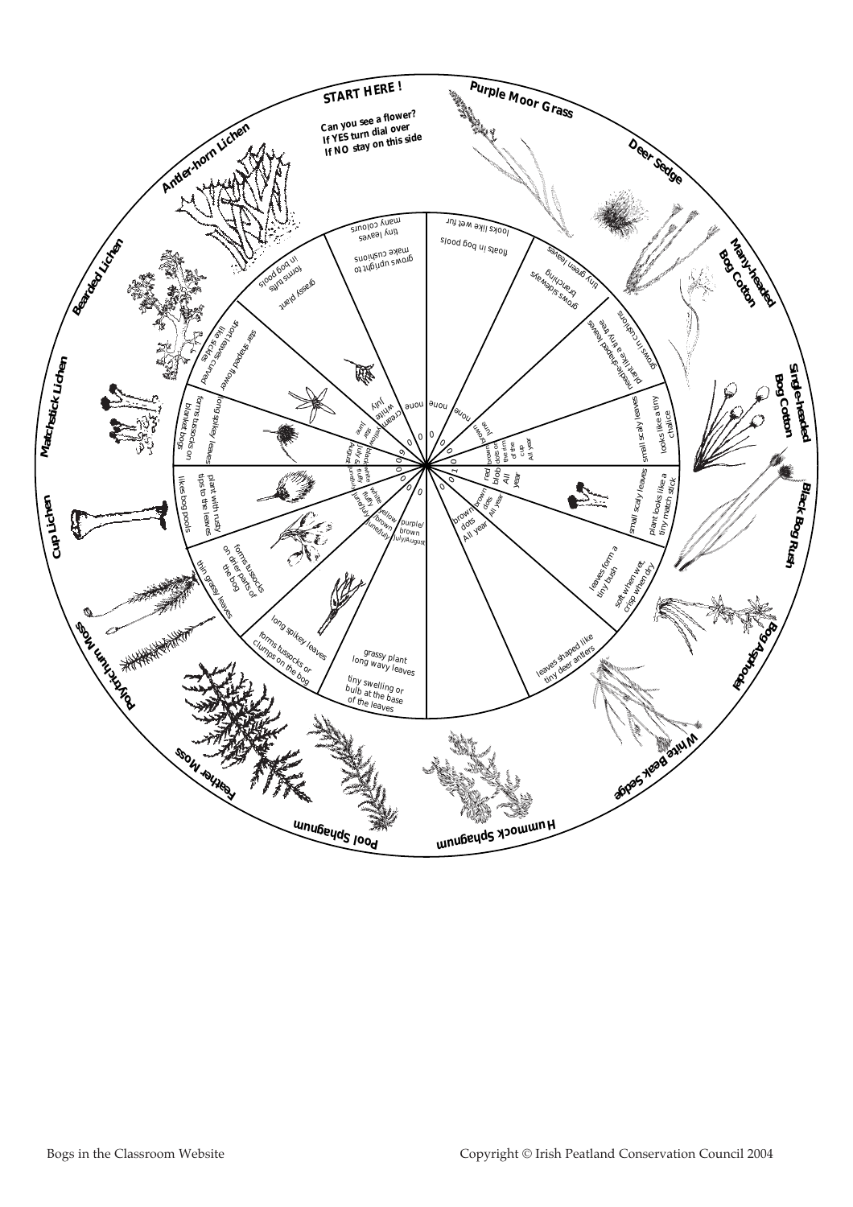START HERE !

Can you see a flower?
If YES turn dial over
If NO stay on this side

Purple Moor Grass

Deer Sedge

Many-headed Bog Cotton

Single-headed Bog Cotton

Black Bog Rush

Bog Asphodel

White Beak Sedge

Hummock Sphagnum

Pool Sphagnum

Feather Moss

Polytrichum Moss

Cup Lichen

Matchstick Lichen

Bearded Lichen

Antler-horn Lichen

looks like wet fur
floats in bog pools

tiny green leaves
grows sideways
branching

grows in cushions
plant like a tiny tree
needle-shaped leaves

small scaly leaves
looks like a tiny chalice

small scaly leaves
plant looks like a tiny match stick

leaves form a tiny bush
soft when wet, crisp when dry

leaves shaped like tiny deer antlers

grassy plant
long wavy leaves
tiny swelling or bulb at the base of the leaves

long spikey leaves
forms tussocks or clumps on the bog

thin grassy leaves
forms tussocks on drier parts of the bog

plant with rusty tips to the leaves
likes bog pools

long spikey leaves
forms tussocks on blanket bogs

short leaves curved like sickles
star shaped flower

grassy plant
forms tufts in bog pools

many colours
tiny leaves
grows upright to make cushions

none

none

none

red blob
All year

brown dots on the rim of the cup
All year

brown dots
All year

brown dots
All year

purple/brown
July/August

yellow/brown
June/July

white fluffy
June/July

white fluffy
July & August

yellow star
June

cream/white
July

none

Bogs in the Classroom Website

Copyright © Irish Peatland Conservation Council 2004